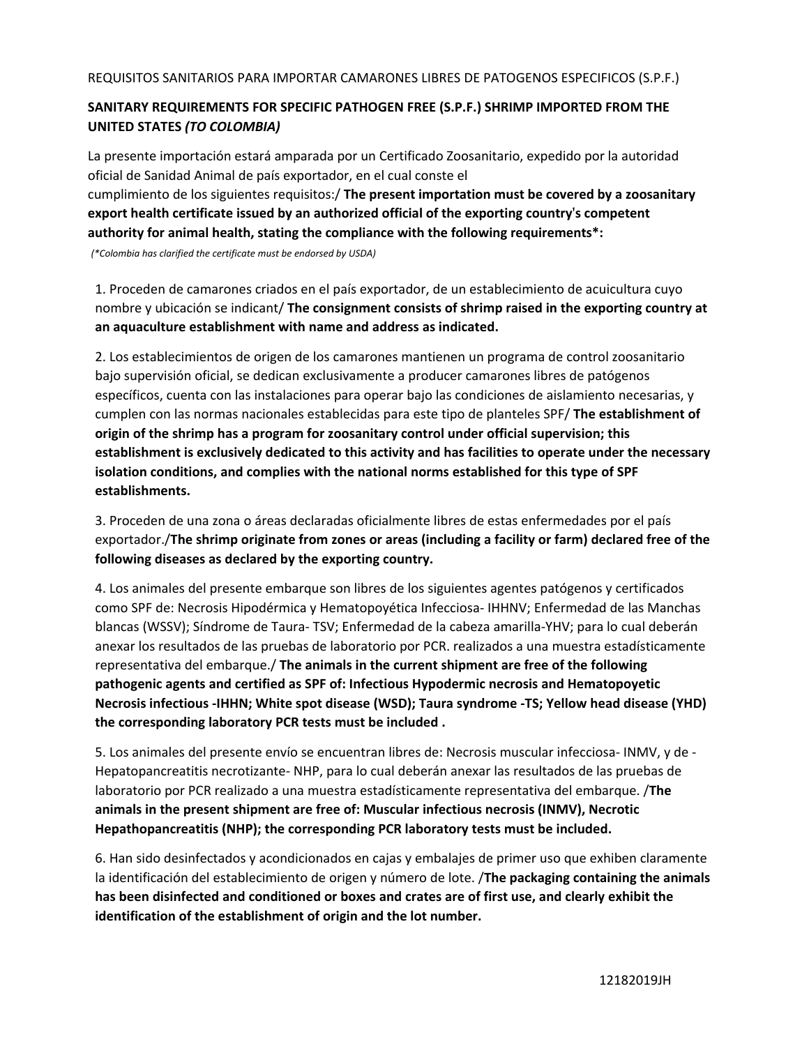REQUISITOS SANITARIOS PARA IMPORTAR CAMARONES LIBRES DE PATOGENOS ESPECIFICOS (S.P.F.)

**SANITARY REQUIREMENTS FOR SPECIFIC PATHOGEN FREE (S.P.F.) SHRIMP IMPORTED FROM THE UNITED STATES *(TO COLOMBIA)***

La presente importación estará amparada por un Certificado Zoosanitario, expedido por la autoridad oficial de Sanidad Animal de país exportador, en el cual conste el cumplimiento de los siguientes requisitos:/ **The present importation must be covered by a zoosanitary export health certificate issued by an authorized official of the exporting country's competent authority for animal health, stating the compliance with the following requirements*:**

*(*Colombia has clarified the certificate must be endorsed by USDA)*

1. Proceden de camarones criados en el país exportador, de un establecimiento de acuicultura cuyo nombre y ubicación se indicant/ **The consignment consists of shrimp raised in the exporting country at an aquaculture establishment with name and address as indicated.**

2. Los establecimientos de origen de los camarones mantienen un programa de control zoosanitario bajo supervisión oficial, se dedican exclusivamente a producer camarones libres de patógenos específicos, cuenta con las instalaciones para operar bajo las condiciones de aislamiento necesarias, y cumplen con las normas nacionales establecidas para este tipo de planteles SPF/ **The establishment of origin of the shrimp has a program for zoosanitary control under official supervision; this establishment is exclusively dedicated to this activity and has facilities to operate under the necessary isolation conditions, and complies with the national norms established for this type of SPF establishments.**

3. Proceden de una zona o áreas declaradas oficialmente libres de estas enfermedades por el país exportador./**The shrimp originate from zones or areas (including a facility or farm) declared free of the following diseases as declared by the exporting country.**

4. Los animales del presente embarque son libres de los siguientes agentes patógenos y certificados como SPF de: Necrosis Hipodérmica y Hematopoyética Infecciosa- IHHNV; Enfermedad de las Manchas blancas (WSSV); Síndrome de Taura- TSV; Enfermedad de la cabeza amarilla-YHV; para lo cual deberán anexar los resultados de las pruebas de laboratorio por PCR. realizados a una muestra estadísticamente representativa del embarque./ **The animals in the current shipment are free of the following pathogenic agents and certified as SPF of: Infectious Hypodermic necrosis and Hematopoyetic Necrosis infectious -IHHN; White spot disease (WSD); Taura syndrome -TS; Yellow head disease (YHD) the corresponding laboratory PCR tests must be included .**

5. Los animales del presente envío se encuentran libres de: Necrosis muscular infecciosa- INMV, y de - Hepatopancreatitis necrotizante- NHP, para lo cual deberán anexar las resultados de las pruebas de laboratorio por PCR realizado a una muestra estadísticamente representativa del embarque. /**The animals in the present shipment are free of: Muscular infectious necrosis (INMV), Necrotic Hepathopancreatitis (NHP); the corresponding PCR laboratory tests must be included.**

6. Han sido desinfectados y acondicionados en cajas y embalajes de primer uso que exhiben claramente la identificación del establecimiento de origen y número de lote. /**The packaging containing the animals has been disinfected and conditioned or boxes and crates are of first use, and clearly exhibit the identification of the establishment of origin and the lot number.**

12182019JH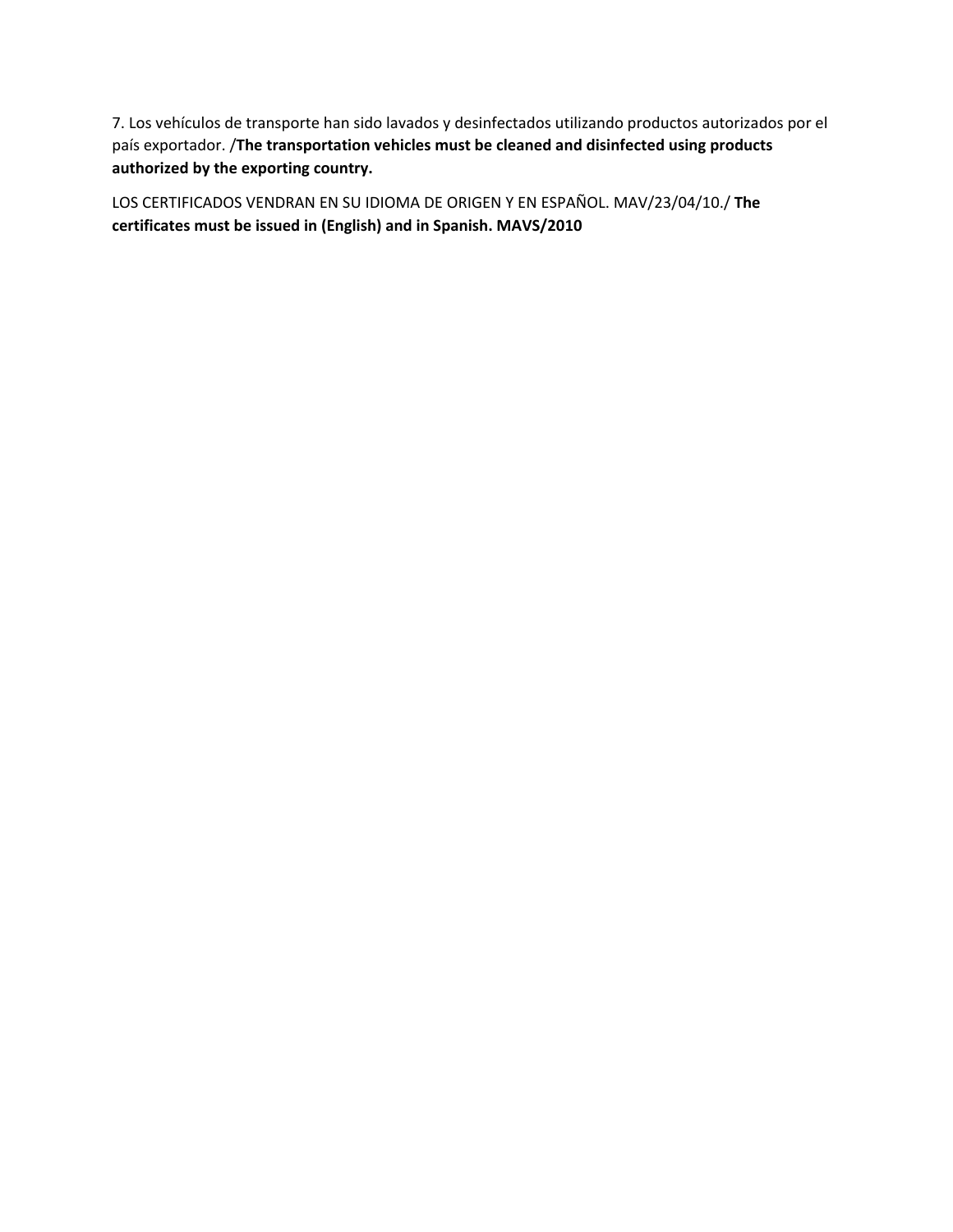7. Los vehículos de transporte han sido lavados y desinfectados utilizando productos autorizados por el país exportador. /**The transportation vehicles must be cleaned and disinfected using products authorized by the exporting country.**

LOS CERTIFICADOS VENDRAN EN SU IDIOMA DE ORIGEN Y EN ESPAÑOL. MAV/23/04/10./ **The certificates must be issued in (English) and in Spanish. MAVS/2010**